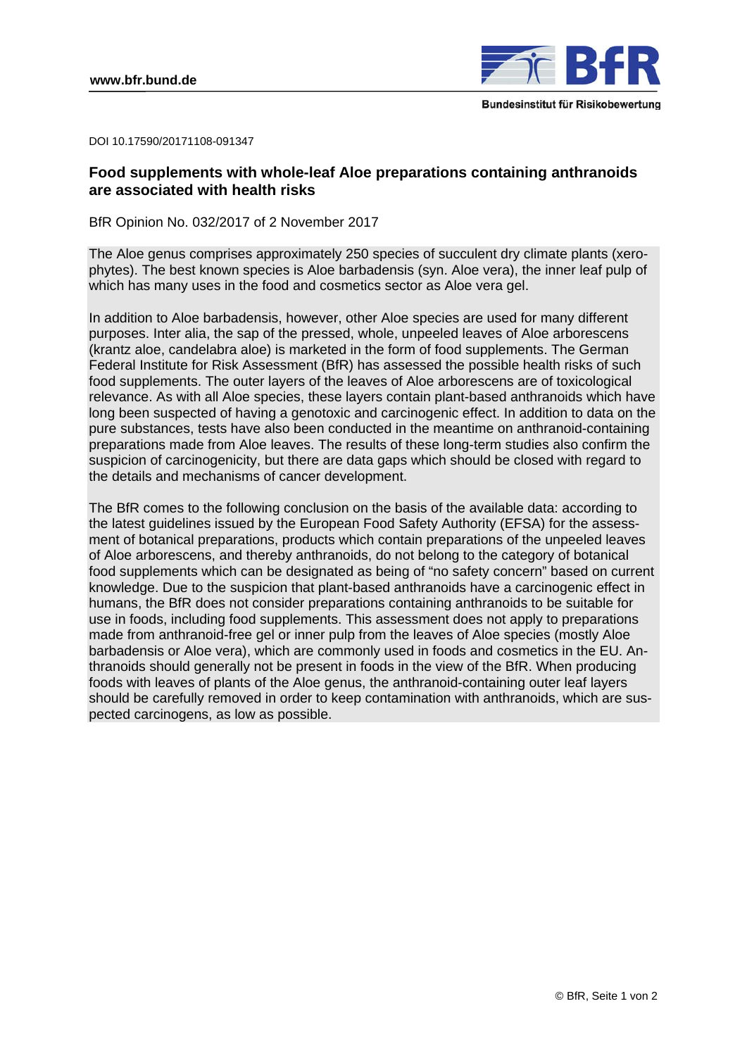www.bfr.bund.de

Bundesinstitut für Risikobewertung

DOI 10.17590/20171108-091347

## Food supplements with whole-leaf Aloe preparations containing anthranoids are associated with health risks

BfR Opinion No. 032/2017 of 2 November 2017

The Aloe genus comprises approximately 250 species of succulent dry climate plants (xerophytes). The best known species is Aloe barbadensis (syn. Aloe vera), the inner leaf pulp of which has many uses in the food and cosmetics sector as Aloe vera gel.

In addition to Aloe barbadensis, however, other Aloe species are used for many different purposes. Inter alia, the sap of the pressed, whole, unpeeled leaves of Aloe arborescens (krantz aloe, candelabra aloe) is marketed in the form of food supplements. The German Federal Institute for Risk Assessment (BfR) has assessed the possible health risks of such food supplements. The outer layers of the leaves of Aloe arborescens are of toxicological relevance. As with all Aloe species, these layers contain plant-based anthranoids which have long been suspected of having a genotoxic and carcinogenic effect. In addition to data on the pure substances, tests have also been conducted in the meantime on anthranoid-containing preparations made from Aloe leaves. The results of these long-term studies also confirm the suspicion of carcinogenicity, but there are data gaps which should be closed with regard to the details and mechanisms of cancer development.

The BfR comes to the following conclusion on the basis of the available data: according to the latest guidelines issued by the European Food Safety Authority (EFSA) for the assessment of botanical preparations, products which contain preparations of the unpeeled leaves of Aloe arborescens, and thereby anthranoids, do not belong to the category of botanical food supplements which can be designated as being of "no safety concern" based on current knowledge. Due to the suspicion that plant-based anthranoids have a carcinogenic effect in humans, the BfR does not consider preparations containing anthranoids to be suitable for use in foods, including food supplements. This assessment does not apply to preparations made from anthranoid-free gel or inner pulp from the leaves of Aloe species (mostly Aloe barbadensis or Aloe vera), which are commonly used in foods and cosmetics in the EU. Anthranoids should generally not be present in foods in the view of the BfR. When producing foods with leaves of plants of the Aloe genus, the anthranoid-containing outer leaf layers should be carefully removed in order to keep contamination with anthranoids, which are suspected carcinogens, as low as possible.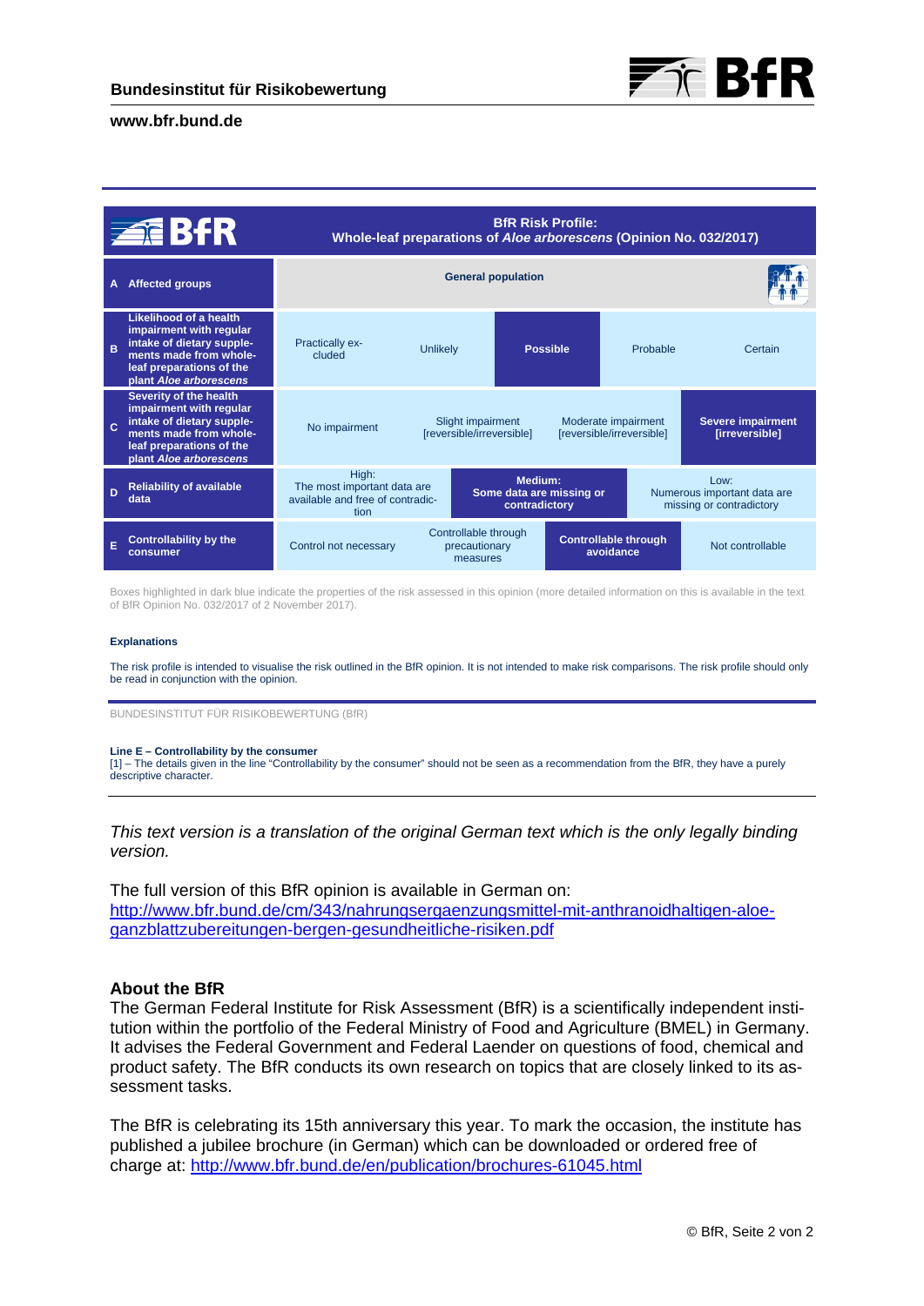| BfR | BfR Risk Profile: Whole-leaf preparations of *Aloe arborescens* (Opinion No. 032/2017) | | | | |
|---|---|---|---|---|---|
| **A** Affected groups | **General population** | | | | |
| **B** Likelihood of a health impairment with regular intake of dietary supplements made from whole-leaf preparations of the plant *Aloe arborescens* | Practically excluded | Unlikely | **Possible** | Probable | Certain |
| **C** Severity of the health impairment with regular intake of dietary supplements made from whole-leaf preparations of the plant *Aloe arborescens* | No impairment | Slight impairment [reversible/irreversible] | Moderate impairment [reversible/irreversible] | **Severe impairment [irreversible]** | |
| **D** Reliability of available data | High: The most important data are available and free of contradiction | **Medium: Some data are missing or contradictory** | Low: Numerous important data are missing or contradictory | | |
| **E** Controllability by the consumer | Control not necessary | Controllable through precautionary measures | **Controllable through avoidance** | Not controllable | |

Boxes highlighted in dark blue indicate the properties of the risk assessed in this opinion (more detailed information on this is available in the text of BfR Opinion No. 032/2017 of 2 November 2017).

**Explanations**

The risk profile is intended to visualise the risk outlined in the BfR opinion. It is not intended to make risk comparisons. The risk profile should only be read in conjunction with the opinion.

BUNDESINSTITUT FÜR RISIKOBEWERTUNG (BfR)

**Line E – Controllability by the consumer**
[1] – The details given in the line "Controllability by the consumer" should not be seen as a recommendation from the BfR, they have a purely descriptive character.

*This text version is a translation of the original German text which is the only legally binding version.*

The full version of this BfR opinion is available in German on:
http://www.bfr.bund.de/cm/343/nahrungsergaenzungsmittel-mit-anthranoidhaltigen-aloe-ganzblattzubereitungen-bergen-gesundheitliche-risiken.pdf

## About the BfR

The German Federal Institute for Risk Assessment (BfR) is a scientifically independent institution within the portfolio of the Federal Ministry of Food and Agriculture (BMEL) in Germany. It advises the Federal Government and Federal Laender on questions of food, chemical and product safety. The BfR conducts its own research on topics that are closely linked to its assessment tasks.

The BfR is celebrating its 15th anniversary this year. To mark the occasion, the institute has published a jubilee brochure (in German) which can be downloaded or ordered free of charge at: http://www.bfr.bund.de/en/publication/brochures-61045.html